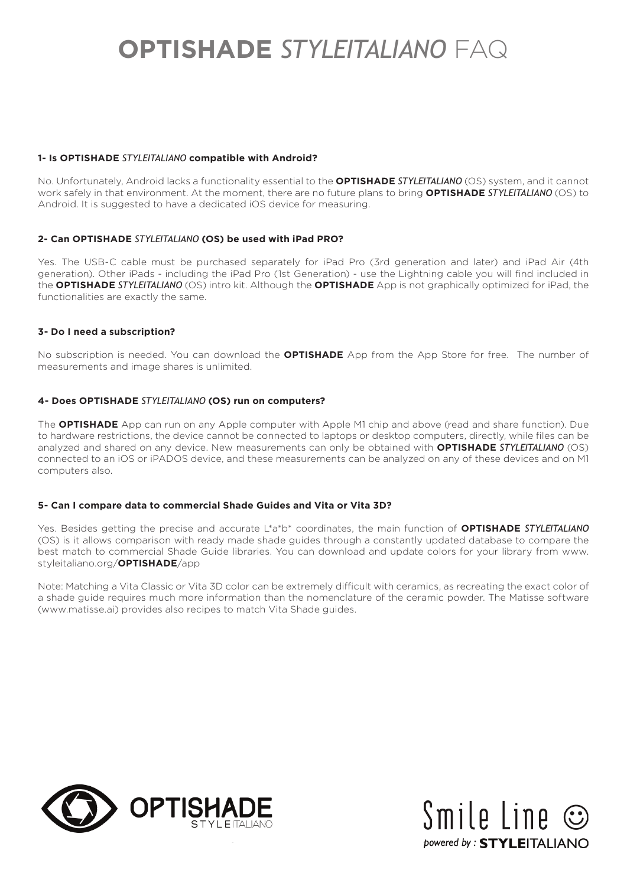# **OPTISHADE** *STYLEITALIANO* FAQ

**1- Is OPTISHADE *STYLEITALIANO* compatible with Android?**

No. Unfortunately, Android lacks a functionality essential to the **OPTISHADE** *STYLEITALIANO* (OS) system, and it cannot work safely in that environment. At the moment, there are no future plans to bring **OPTISHADE** *STYLEITALIANO* (OS) to Android. It is suggested to have a dedicated iOS device for measuring.

**2- Can OPTISHADE *STYLEITALIANO* (OS) be used with iPad PRO?**

Yes. The USB-C cable must be purchased separately for iPad Pro (3rd generation and later) and iPad Air (4th generation). Other iPads - including the iPad Pro (1st Generation) - use the Lightning cable you will find included in the **OPTISHADE** *STYLEITALIANO* (OS) intro kit. Although the **OPTISHADE** App is not graphically optimized for iPad, the functionalities are exactly the same.

**3- Do I need a subscription?**

No subscription is needed. You can download the **OPTISHADE** App from the App Store for free. The number of measurements and image shares is unlimited.

**4- Does OPTISHADE *STYLEITALIANO* (OS) run on computers?**

The **OPTISHADE** App can run on any Apple computer with Apple M1 chip and above (read and share function). Due to hardware restrictions, the device cannot be connected to laptops or desktop computers, directly, while files can be analyzed and shared on any device. New measurements can only be obtained with **OPTISHADE** *STYLEITALIANO* (OS) connected to an iOS or iPADOS device, and these measurements can be analyzed on any of these devices and on M1 computers also.

**5- Can I compare data to commercial Shade Guides and Vita or Vita 3D?**

Yes. Besides getting the precise and accurate L*a*b* coordinates, the main function of **OPTISHADE** *STYLEITALIANO* (OS) is it allows comparison with ready made shade guides through a constantly updated database to compare the best match to commercial Shade Guide libraries. You can download and update colors for your library from www.styleitaliano.org/**OPTISHADE**/app

Note: Matching a Vita Classic or Vita 3D color can be extremely difficult with ceramics, as recreating the exact color of a shade guide requires much more information than the nomenclature of the ceramic powder. The Matisse software (www.matisse.ai) provides also recipes to match Vita Shade guides.

OPTISHADE STYLEITALIANO

Smile Line ☺ powered by : STYLEITALIANO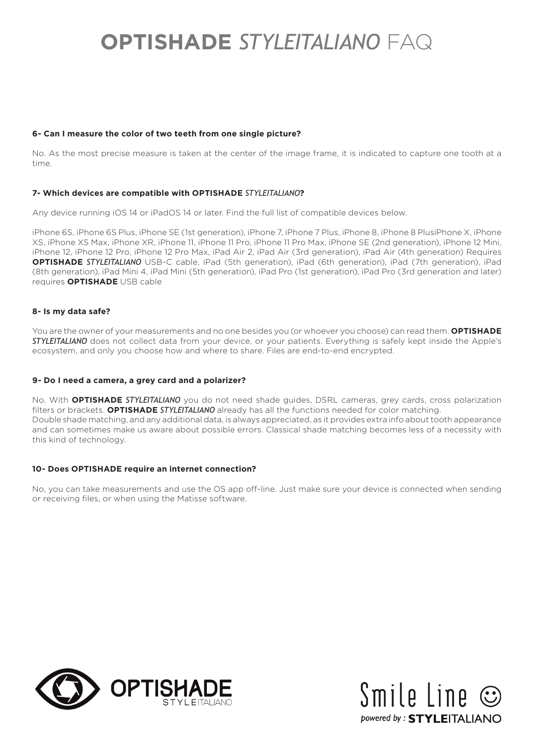# **OPTISHADE** *STYLEITALIANO* FAQ

**6- Can I measure the color of two teeth from one single picture?**

No. As the most precise measure is taken at the center of the image frame, it is indicated to capture one tooth at a time.

**7- Which devices are compatible with OPTISHADE *STYLEITALIANO*?**

Any device running iOS 14 or iPadOS 14 or later. Find the full list of compatible devices below.

iPhone 6S, iPhone 6S Plus, iPhone SE (1st generation), iPhone 7, iPhone 7 Plus, iPhone 8, iPhone 8 PlusiPhone X, iPhone XS, iPhone XS Max, iPhone XR, iPhone 11, iPhone 11 Pro, iPhone 11 Pro Max, iPhone SE (2nd generation), iPhone 12 Mini, iPhone 12, iPhone 12 Pro, iPhone 12 Pro Max, iPad Air 2, iPad Air (3rd generation), iPad Air (4th generation) Requires **OPTISHADE** ***STYLEITALIANO*** USB-C cable, iPad (5th generation), iPad (6th generation), iPad (7th generation), iPad (8th generation), iPad Mini 4, iPad Mini (5th generation), iPad Pro (1st generation), iPad Pro (3rd generation and later) requires **OPTISHADE** USB cable

**8- Is my data safe?**

You are the owner of your measurements and no one besides you (or whoever you choose) can read them. **OPTISHADE** ***STYLEITALIANO*** does not collect data from your device, or your patients. Everything is safely kept inside the Apple's ecosystem, and only you choose how and where to share. Files are end-to-end encrypted.

**9- Do I need a camera, a grey card and a polarizer?**

No. With **OPTISHADE** ***STYLEITALIANO*** you do not need shade guides, DSRL cameras, grey cards, cross polarization filters or brackets. **OPTISHADE** ***STYLEITALIANO*** already has all the functions needed for color matching.
Double shade matching, and any additional data, is always appreciated, as it provides extra info about tooth appearance and can sometimes make us aware about possible errors. Classical shade matching becomes less of a necessity with this kind of technology.

**10- Does OPTISHADE require an internet connection?**

No, you can take measurements and use the OS app off-line. Just make sure your device is connected when sending or receiving files, or when using the Matisse software.

OPTISHADE STYLEITALIANO

Smile Line ☺ powered by : **STYLE**ITALIANO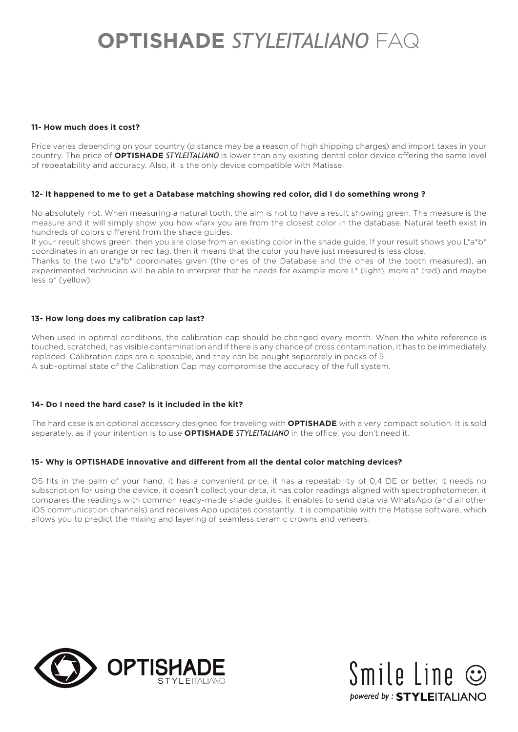# **OPTISHADE** *STYLEITALIANO* FAQ

**11- How much does it cost?**

Price varies depending on your country (distance may be a reason of high shipping charges) and import taxes in your country. The price of **OPTISHADE** ***STYLEITALIANO*** is lower than any existing dental color device offering the same level of repeatability and accuracy. Also, it is the only device compatible with Matisse.

**12- It happened to me to get a Database matching showing red color, did I do something wrong ?**

No absolutely not. When measuring a natural tooth, the aim is not to have a result showing green. The measure is the measure and it will simply show you how «far» you are from the closest color in the database. Natural teeth exist in hundreds of colors different from the shade guides.

If your result shows green, then you are close from an existing color in the shade guide. If your result shows you L*a*b* coordinates in an orange or red tag, then it means that the color you have just measured is less close.

Thanks to the two L*a*b* coordinates given (the ones of the Database and the ones of the tooth measured), an experimented technician will be able to interpret that he needs for example more L* (light), more a* (red) and maybe less b* (yellow).

**13- How long does my calibration cap last?**

When used in optimal conditions, the calibration cap should be changed every month. When the white reference is touched, scratched, has visible contamination and if there is any chance of cross contamination, it has to be immediately replaced. Calibration caps are disposable, and they can be bought separately in packs of 5.
A sub-optimal state of the Calibration Cap may compromise the accuracy of the full system.

**14- Do I need the hard case? Is it included in the kit?**

The hard case is an optional accessory designed for traveling with **OPTISHADE** with a very compact solution. It is sold separately, as if your intention is to use **OPTISHADE** ***STYLEITALIANO*** in the office, you don't need it.

**15- Why is OPTISHADE innovative and different from all the dental color matching devices?**

OS fits in the palm of your hand, it has a convenient price, it has a repeatability of 0,4 DE or better, it needs no subscription for using the device, it doesn't collect your data, it has color readings aligned with spectrophotometer, it compares the readings with common ready-made shade guides, it enables to send data via WhatsApp (and all other iOS communication channels) and receives App updates constantly. It is compatible with the Matisse software, which allows you to predict the mixing and layering of seamless ceramic crowns and veneers.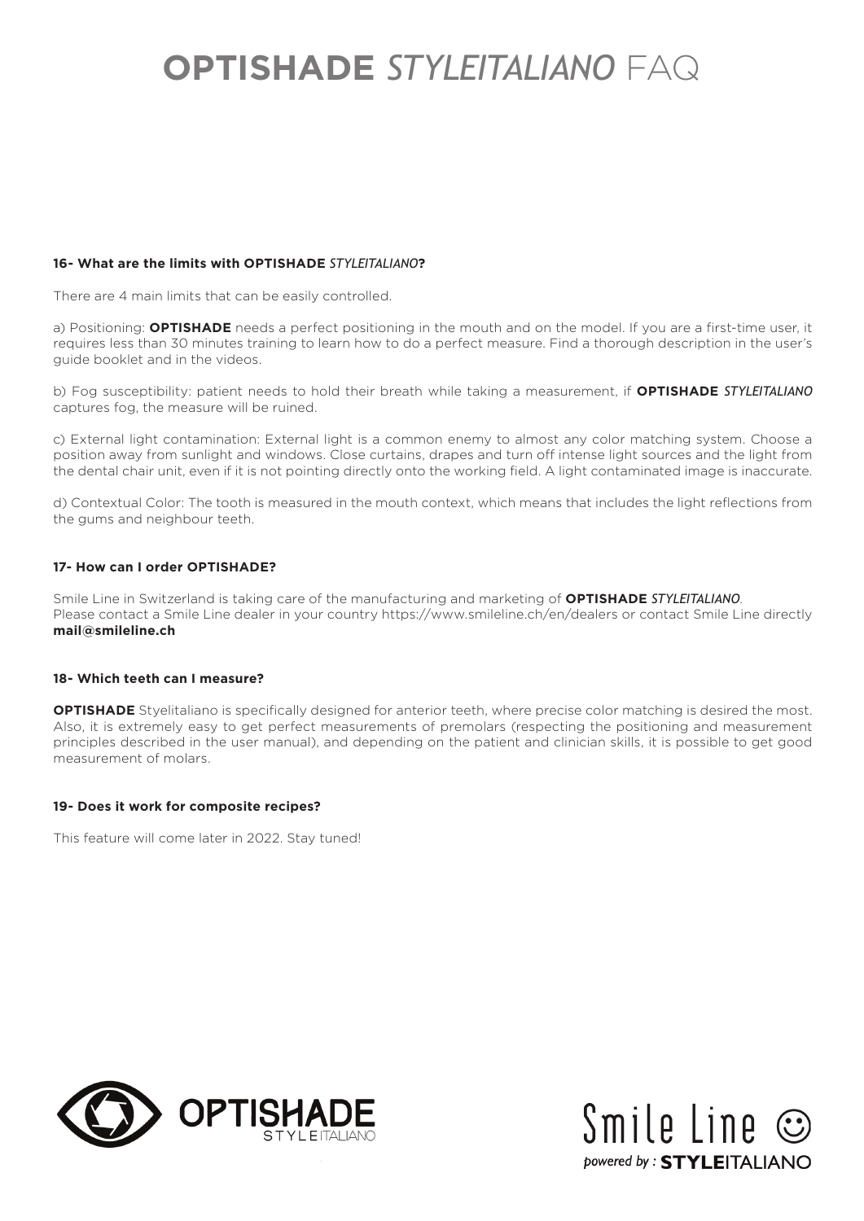# **OPTISHADE** *STYLEITALIANO* FAQ

**16- What are the limits with OPTISHADE *STYLEITALIANO*?**

There are 4 main limits that can be easily controlled.

a) Positioning: **OPTISHADE** needs a perfect positioning in the mouth and on the model. If you are a first-time user, it requires less than 30 minutes training to learn how to do a perfect measure. Find a thorough description in the user's guide booklet and in the videos.

b) Fog susceptibility: patient needs to hold their breath while taking a measurement, if **OPTISHADE** ***STYLEITALIANO*** captures fog, the measure will be ruined.

c) External light contamination: External light is a common enemy to almost any color matching system. Choose a position away from sunlight and windows. Close curtains, drapes and turn off intense light sources and the light from the dental chair unit, even if it is not pointing directly onto the working field. A light contaminated image is inaccurate.

d) Contextual Color: The tooth is measured in the mouth context, which means that includes the light reflections from the gums and neighbour teeth.

**17- How can I order OPTISHADE?**

Smile Line in Switzerland is taking care of the manufacturing and marketing of **OPTISHADE** ***STYLEITALIANO***.
Please contact a Smile Line dealer in your country https://www.smileline.ch/en/dealers or contact Smile Line directly **mail@smileline.ch**

**18- Which teeth can I measure?**

**OPTISHADE** Styelitaliano is specifically designed for anterior teeth, where precise color matching is desired the most. Also, it is extremely easy to get perfect measurements of premolars (respecting the positioning and measurement principles described in the user manual), and depending on the patient and clinician skills, it is possible to get good measurement of molars.

**19- Does it work for composite recipes?**

This feature will come later in 2022. Stay tuned!

OPTISHADE STYLEITALIANO

Smile Line ☺ *powered by :* **STYLE**ITALIANO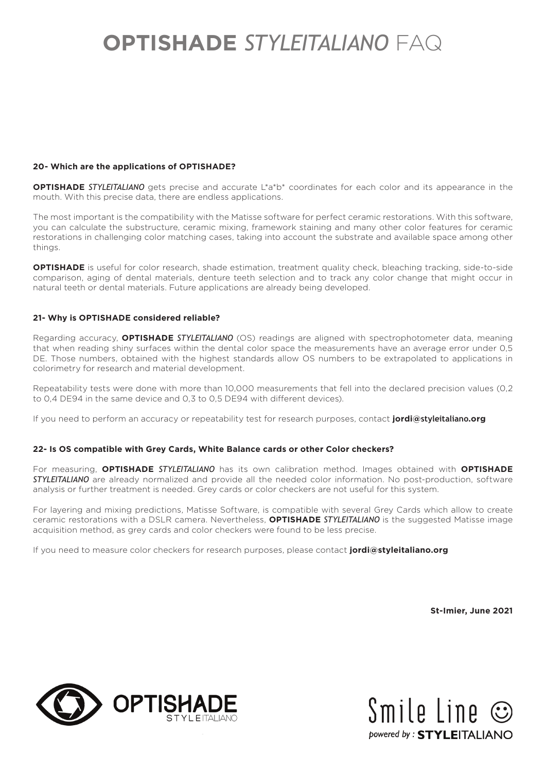# **OPTISHADE** *STYLEITALIANO* FAQ

**20- Which are the applications of OPTISHADE?**

**OPTISHADE** ***STYLEITALIANO*** gets precise and accurate L*a*b* coordinates for each color and its appearance in the mouth. With this precise data, there are endless applications.

The most important is the compatibility with the Matisse software for perfect ceramic restorations. With this software, you can calculate the substructure, ceramic mixing, framework staining and many other color features for ceramic restorations in challenging color matching cases, taking into account the substrate and available space among other things.

**OPTISHADE** is useful for color research, shade estimation, treatment quality check, bleaching tracking, side-to-side comparison, aging of dental materials, denture teeth selection and to track any color change that might occur in natural teeth or dental materials. Future applications are already being developed.

**21- Why is OPTISHADE considered reliable?**

Regarding accuracy, **OPTISHADE** ***STYLEITALIANO*** (OS) readings are aligned with spectrophotometer data, meaning that when reading shiny surfaces within the dental color space the measurements have an average error under 0,5 DE. Those numbers, obtained with the highest standards allow OS numbers to be extrapolated to applications in colorimetry for research and material development.

Repeatability tests were done with more than 10,000 measurements that fell into the declared precision values (0,2 to 0,4 DE94 in the same device and 0,3 to 0,5 DE94 with different devices).

If you need to perform an accuracy or repeatability test for research purposes, contact **jordi@styleitaliano.org**

**22- Is OS compatible with Grey Cards, White Balance cards or other Color checkers?**

For measuring, **OPTISHADE** ***STYLEITALIANO*** has its own calibration method. Images obtained with **OPTISHADE** ***STYLEITALIANO*** are already normalized and provide all the needed color information. No post-production, software analysis or further treatment is needed. Grey cards or color checkers are not useful for this system.

For layering and mixing predictions, Matisse Software, is compatible with several Grey Cards which allow to create ceramic restorations with a DSLR camera. Nevertheless, **OPTISHADE** ***STYLEITALIANO*** is the suggested Matisse image acquisition method, as grey cards and color checkers were found to be less precise.

If you need to measure color checkers for research purposes, please contact **jordi@styleitaliano.org**

**St-Imier, June 2021**

OPTISHADE STYLEITALIANO

Smile Line ☺ powered by : STYLEITALIANO